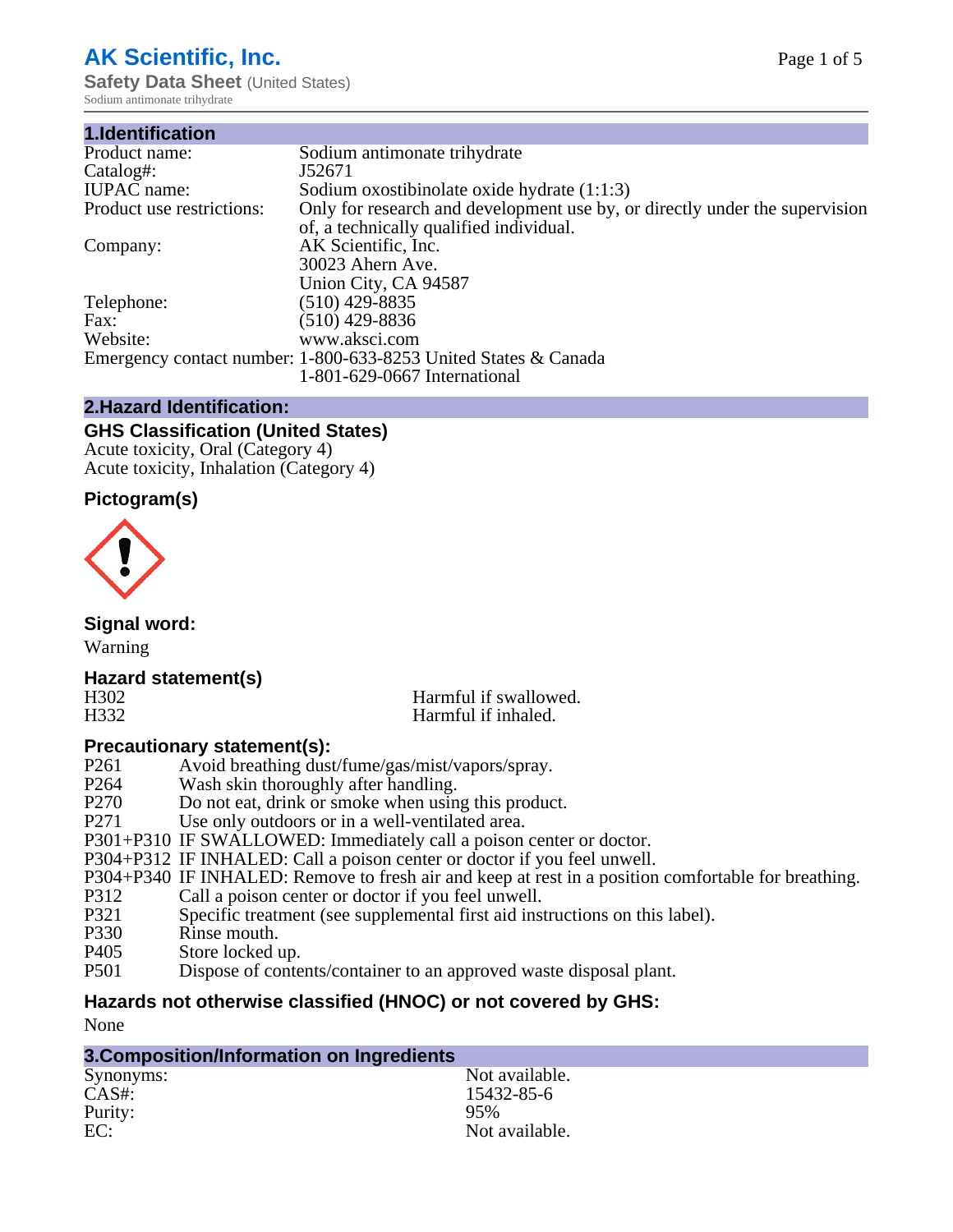# AK Scientific, Inc.

**Safety Data Sheet** (United States)

Sodium antimonate trihydrate

## 1.Identification

| | |
|---|---|
| Product name: | Sodium antimonate trihydrate |
| Catalog#: | J52671 |
| IUPAC name: | Sodium oxostibinolate oxide hydrate (1:1:3) |
| Product use restrictions: | Only for research and development use by, or directly under the supervision of, a technically qualified individual. |
| Company: | AK Scientific, Inc.<br>30023 Ahern Ave.<br>Union City, CA 94587 |
| Telephone: | (510) 429-8835 |
| Fax: | (510) 429-8836 |
| Website: | www.aksci.com |
| Emergency contact number: | 1-800-633-8253 United States & Canada<br>1-801-629-0667 International |

## 2.Hazard Identification:

### GHS Classification (United States)

Acute toxicity, Oral (Category 4)
Acute toxicity, Inhalation (Category 4)

### Pictogram(s)

### Signal word:

Warning

### Hazard statement(s)

| | |
|---|---|
| H302 | Harmful if swallowed. |
| H332 | Harmful if inhaled. |

### Precautionary statement(s):

| | |
|---|---|
| P261 | Avoid breathing dust/fume/gas/mist/vapors/spray. |
| P264 | Wash skin thoroughly after handling. |
| P270 | Do not eat, drink or smoke when using this product. |
| P271 | Use only outdoors or in a well-ventilated area. |
| P301+P310 | IF SWALLOWED: Immediately call a poison center or doctor. |
| P304+P312 | IF INHALED: Call a poison center or doctor if you feel unwell. |
| P304+P340 | IF INHALED: Remove to fresh air and keep at rest in a position comfortable for breathing. |
| P312 | Call a poison center or doctor if you feel unwell. |
| P321 | Specific treatment (see supplemental first aid instructions on this label). |
| P330 | Rinse mouth. |
| P405 | Store locked up. |
| P501 | Dispose of contents/container to an approved waste disposal plant. |

### Hazards not otherwise classified (HNOC) or not covered by GHS:

None

## 3.Composition/Information on Ingredients

| | |
|---|---|
| Synonyms: | Not available. |
| CAS#: | 15432-85-6 |
| Purity: | 95% |
| EC: | Not available. |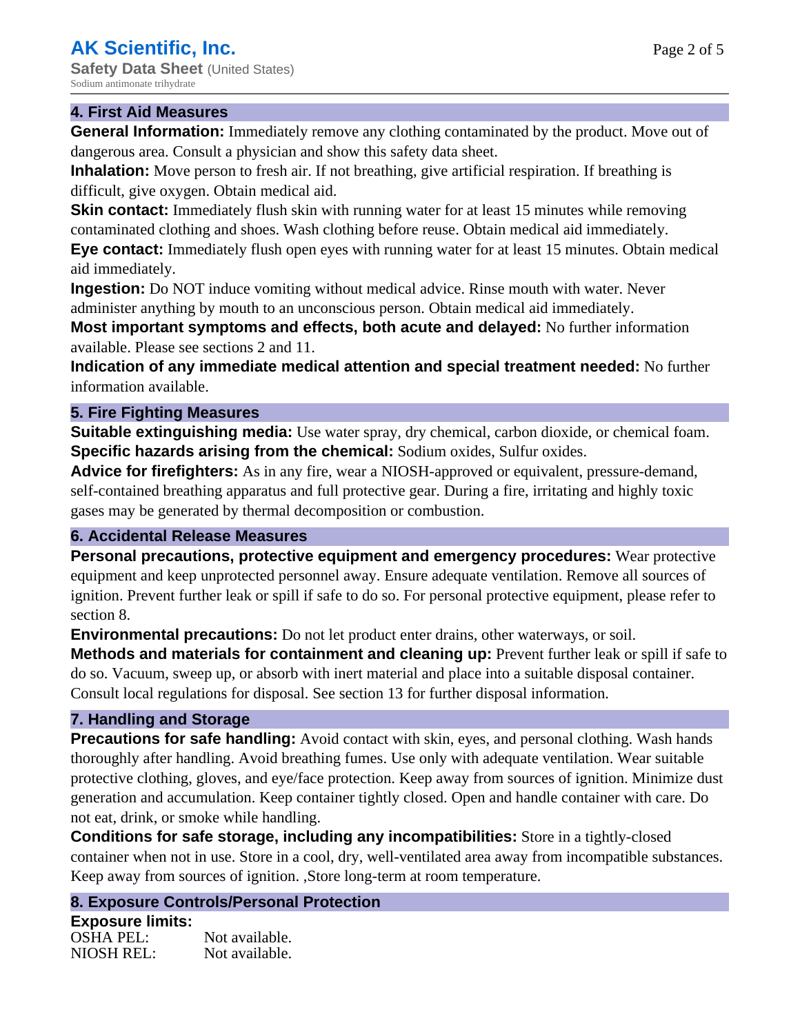## 4. First Aid Measures

**General Information:** Immediately remove any clothing contaminated by the product. Move out of dangerous area. Consult a physician and show this safety data sheet.

**Inhalation:** Move person to fresh air. If not breathing, give artificial respiration. If breathing is difficult, give oxygen. Obtain medical aid.

**Skin contact:** Immediately flush skin with running water for at least 15 minutes while removing contaminated clothing and shoes. Wash clothing before reuse. Obtain medical aid immediately.

**Eye contact:** Immediately flush open eyes with running water for at least 15 minutes. Obtain medical aid immediately.

**Ingestion:** Do NOT induce vomiting without medical advice. Rinse mouth with water. Never administer anything by mouth to an unconscious person. Obtain medical aid immediately.

**Most important symptoms and effects, both acute and delayed:** No further information available. Please see sections 2 and 11.

**Indication of any immediate medical attention and special treatment needed:** No further information available.

## 5. Fire Fighting Measures

**Suitable extinguishing media:** Use water spray, dry chemical, carbon dioxide, or chemical foam.

**Specific hazards arising from the chemical:** Sodium oxides, Sulfur oxides.

**Advice for firefighters:** As in any fire, wear a NIOSH-approved or equivalent, pressure-demand, self-contained breathing apparatus and full protective gear. During a fire, irritating and highly toxic gases may be generated by thermal decomposition or combustion.

## 6. Accidental Release Measures

**Personal precautions, protective equipment and emergency procedures:** Wear protective equipment and keep unprotected personnel away. Ensure adequate ventilation. Remove all sources of ignition. Prevent further leak or spill if safe to do so. For personal protective equipment, please refer to section 8.

**Environmental precautions:** Do not let product enter drains, other waterways, or soil.

**Methods and materials for containment and cleaning up:** Prevent further leak or spill if safe to do so. Vacuum, sweep up, or absorb with inert material and place into a suitable disposal container. Consult local regulations for disposal. See section 13 for further disposal information.

## 7. Handling and Storage

**Precautions for safe handling:** Avoid contact with skin, eyes, and personal clothing. Wash hands thoroughly after handling. Avoid breathing fumes. Use only with adequate ventilation. Wear suitable protective clothing, gloves, and eye/face protection. Keep away from sources of ignition. Minimize dust generation and accumulation. Keep container tightly closed. Open and handle container with care. Do not eat, drink, or smoke while handling.

**Conditions for safe storage, including any incompatibilities:** Store in a tightly-closed container when not in use. Store in a cool, dry, well-ventilated area away from incompatible substances. Keep away from sources of ignition. ,Store long-term at room temperature.

## 8. Exposure Controls/Personal Protection

**Exposure limits:**

| | |
|---|---|
| OSHA PEL: | Not available. |
| NIOSH REL: | Not available. |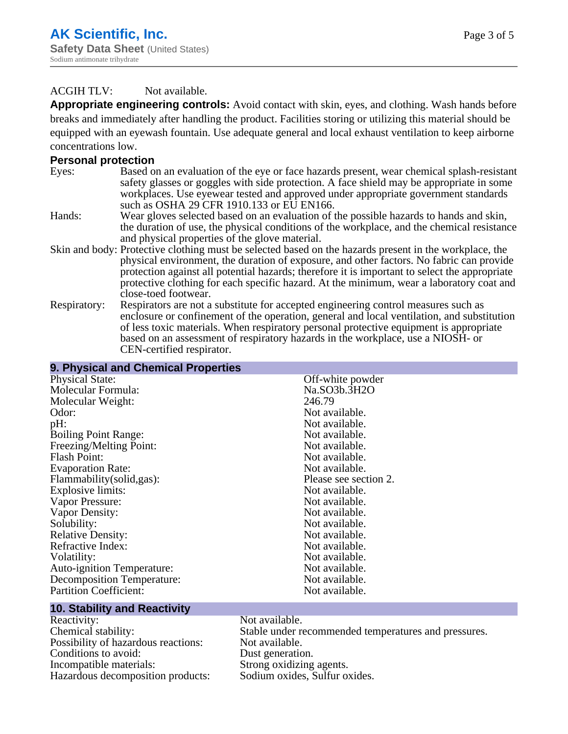ACGIH TLV: Not available.

**Appropriate engineering controls:** Avoid contact with skin, eyes, and clothing. Wash hands before breaks and immediately after handling the product. Facilities storing or utilizing this material should be equipped with an eyewash fountain. Use adequate general and local exhaust ventilation to keep airborne concentrations low.

**Personal protection**

Eyes: Based on an evaluation of the eye or face hazards present, wear chemical splash-resistant safety glasses or goggles with side protection. A face shield may be appropriate in some workplaces. Use eyewear tested and approved under appropriate government standards such as OSHA 29 CFR 1910.133 or EU EN166.

Hands: Wear gloves selected based on an evaluation of the possible hazards to hands and skin, the duration of use, the physical conditions of the workplace, and the chemical resistance and physical properties of the glove material.

Skin and body: Protective clothing must be selected based on the hazards present in the workplace, the physical environment, the duration of exposure, and other factors. No fabric can provide protection against all potential hazards; therefore it is important to select the appropriate protective clothing for each specific hazard. At the minimum, wear a laboratory coat and close-toed footwear.

Respiratory: Respirators are not a substitute for accepted engineering control measures such as enclosure or confinement of the operation, general and local ventilation, and substitution of less toxic materials. When respiratory personal protective equipment is appropriate based on an assessment of respiratory hazards in the workplace, use a NIOSH- or CEN-certified respirator.

## 9. Physical and Chemical Properties

| | |
|---|---|
| Physical State: | Off-white powder |
| Molecular Formula: | Na.SO3b.3H2O |
| Molecular Weight: | 246.79 |
| Odor: | Not available. |
| pH: | Not available. |
| Boiling Point Range: | Not available. |
| Freezing/Melting Point: | Not available. |
| Flash Point: | Not available. |
| Evaporation Rate: | Not available. |
| Flammability(solid,gas): | Please see section 2. |
| Explosive limits: | Not available. |
| Vapor Pressure: | Not available. |
| Vapor Density: | Not available. |
| Solubility: | Not available. |
| Relative Density: | Not available. |
| Refractive Index: | Not available. |
| Volatility: | Not available. |
| Auto-ignition Temperature: | Not available. |
| Decomposition Temperature: | Not available. |
| Partition Coefficient: | Not available. |

## 10. Stability and Reactivity

| | |
|---|---|
| Reactivity: | Not available. |
| Chemical stability: | Stable under recommended temperatures and pressures. |
| Possibility of hazardous reactions: | Not available. |
| Conditions to avoid: | Dust generation. |
| Incompatible materials: | Strong oxidizing agents. |
| Hazardous decomposition products: | Sodium oxides, Sulfur oxides. |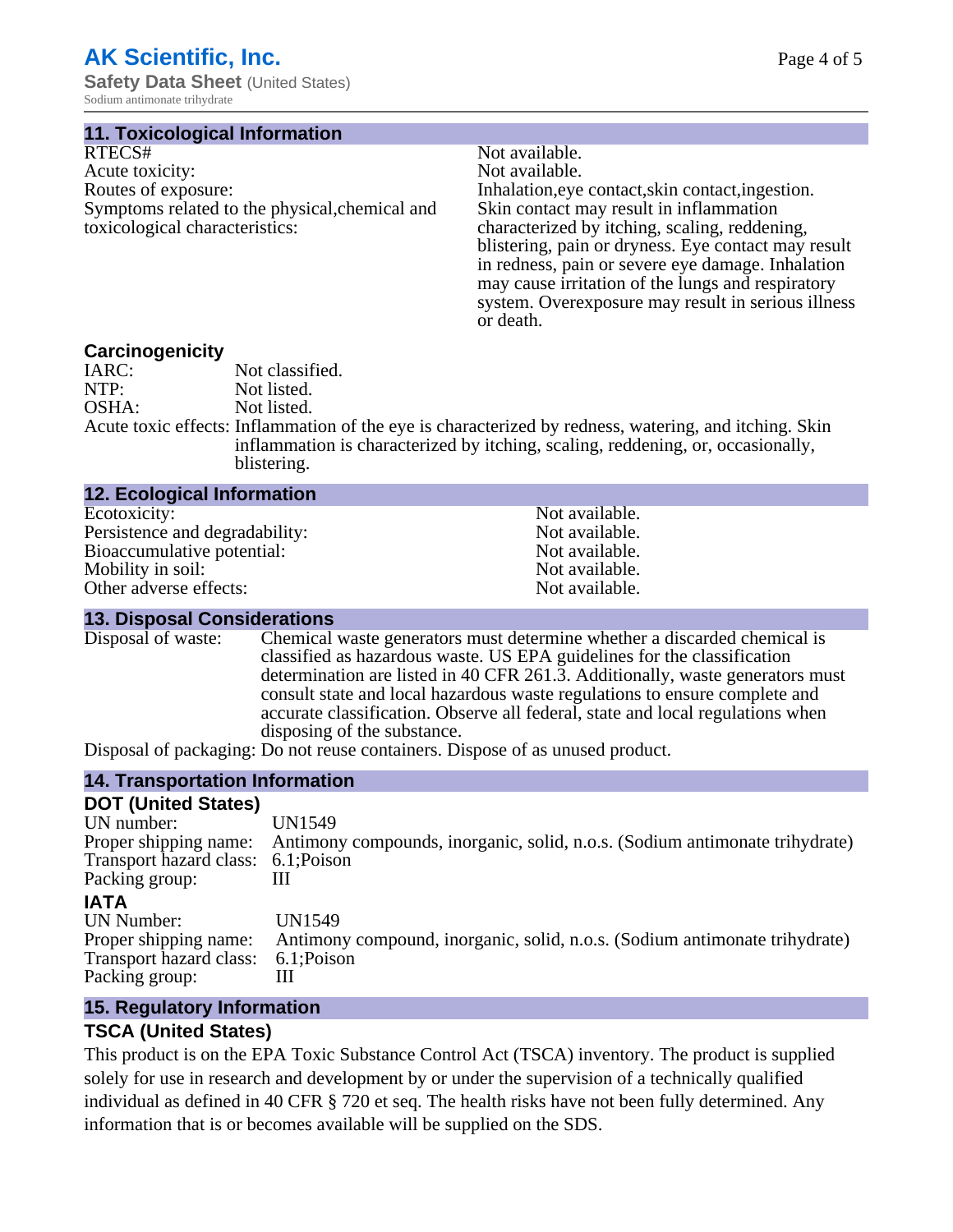## 11. Toxicological Information

| | |
|---|---|
| RTECS# | Not available. |
| Acute toxicity: | Not available. |
| Routes of exposure: | Inhalation,eye contact,skin contact,ingestion. |
| Symptoms related to the physical,chemical and toxicological characteristics: | Skin contact may result in inflammation characterized by itching, scaling, reddening, blistering, pain or dryness. Eye contact may result in redness, pain or severe eye damage. Inhalation may cause irritation of the lungs and respiratory system. Overexposure may result in serious illness or death. |

### Carcinogenicity

| | |
|---|---|
| IARC: | Not classified. |
| NTP: | Not listed. |
| OSHA: | Not listed. |
| Acute toxic effects: | Inflammation of the eye is characterized by redness, watering, and itching. Skin inflammation is characterized by itching, scaling, reddening, or, occasionally, blistering. |

## 12. Ecological Information

| | |
|---|---|
| Ecotoxicity: | Not available. |
| Persistence and degradability: | Not available. |
| Bioaccumulative potential: | Not available. |
| Mobility in soil: | Not available. |
| Other adverse effects: | Not available. |

## 13. Disposal Considerations

| | |
|---|---|
| Disposal of waste: | Chemical waste generators must determine whether a discarded chemical is classified as hazardous waste. US EPA guidelines for the classification determination are listed in 40 CFR 261.3. Additionally, waste generators must consult state and local hazardous waste regulations to ensure complete and accurate classification. Observe all federal, state and local regulations when disposing of the substance. |
| Disposal of packaging: | Do not reuse containers. Dispose of as unused product. |

## 14. Transportation Information

### DOT (United States)

| | |
|---|---|
| UN number: | UN1549 |
| Proper shipping name: | Antimony compounds, inorganic, solid, n.o.s. (Sodium antimonate trihydrate) |
| Transport hazard class: | 6.1;Poison |
| Packing group: | III |

### IATA

| | |
|---|---|
| UN Number: | UN1549 |
| Proper shipping name: | Antimony compound, inorganic, solid, n.o.s. (Sodium antimonate trihydrate) |
| Transport hazard class: | 6.1;Poison |
| Packing group: | III |

## 15. Regulatory Information

### TSCA (United States)

This product is on the EPA Toxic Substance Control Act (TSCA) inventory. The product is supplied solely for use in research and development by or under the supervision of a technically qualified individual as defined in 40 CFR § 720 et seq. The health risks have not been fully determined. Any information that is or becomes available will be supplied on the SDS.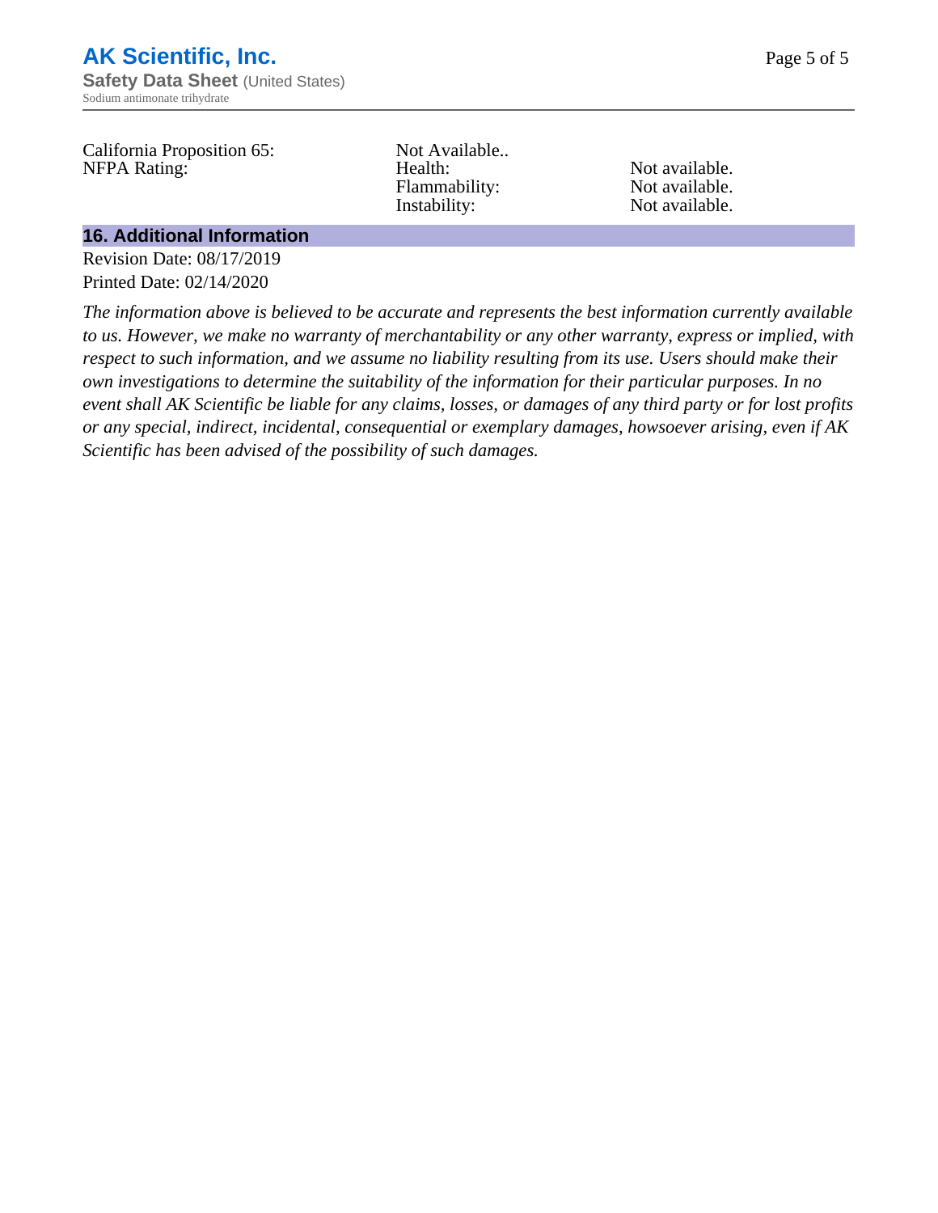| | | |
|---|---|---|
| California Proposition 65: | Not Available.. | |
| NFPA Rating: | Health: | Not available. |
| | Flammability: | Not available. |
| | Instability: | Not available. |

## 16. Additional Information

Revision Date: 08/17/2019

Printed Date: 02/14/2020

*The information above is believed to be accurate and represents the best information currently available to us. However, we make no warranty of merchantability or any other warranty, express or implied, with respect to such information, and we assume no liability resulting from its use. Users should make their own investigations to determine the suitability of the information for their particular purposes. In no event shall AK Scientific be liable for any claims, losses, or damages of any third party or for lost profits or any special, indirect, incidental, consequential or exemplary damages, howsoever arising, even if AK Scientific has been advised of the possibility of such damages.*